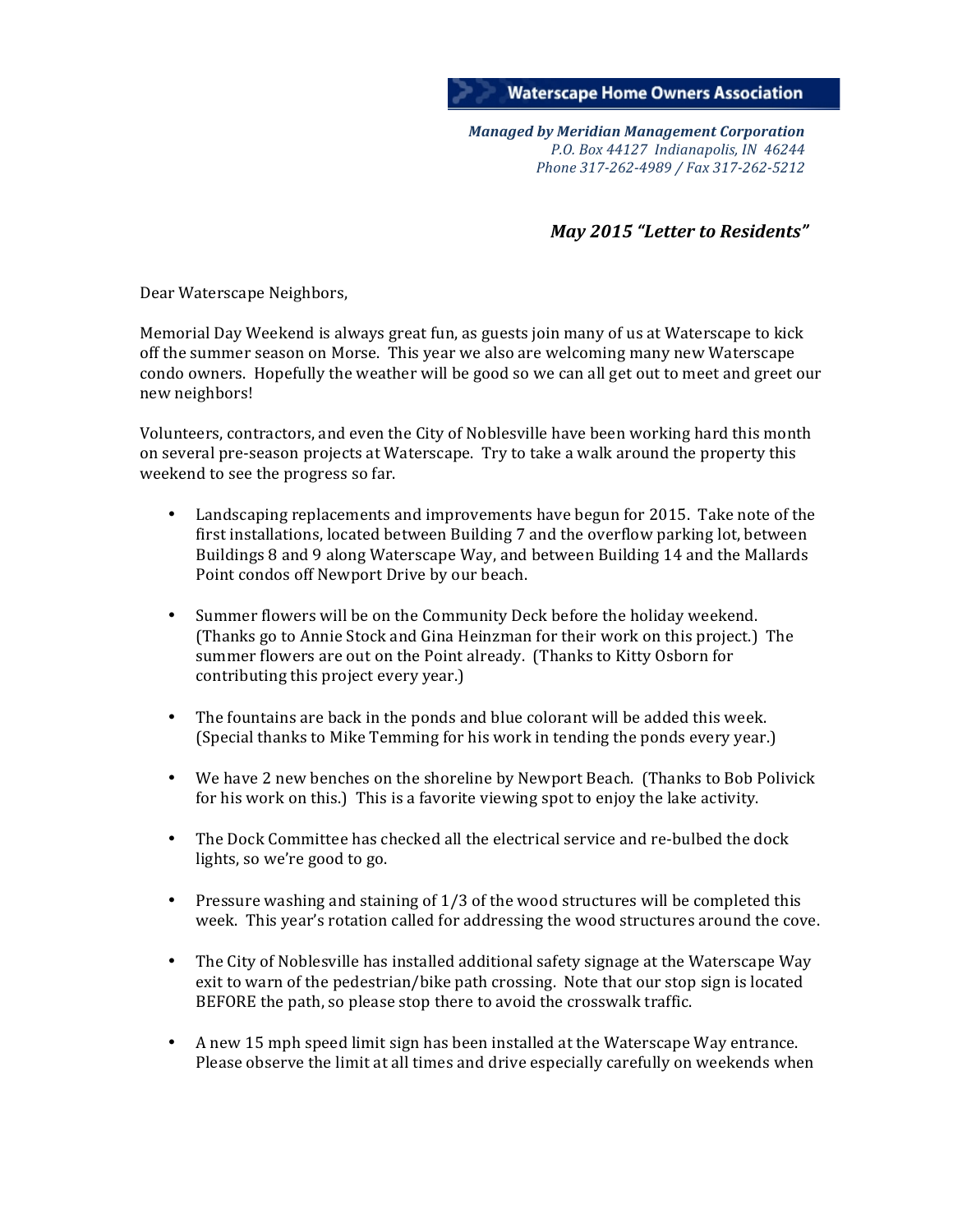**Waterscape Home Owners Association**

***Managed by Meridian Management Corporation***
*P.O. Box 44127 Indianapolis, IN 46244*
*Phone 317-262-4989 / Fax 317-262-5212*

***May 2015 "Letter to Residents"***

Dear Waterscape Neighbors,

Memorial Day Weekend is always great fun, as guests join many of us at Waterscape to kick off the summer season on Morse. This year we also are welcoming many new Waterscape condo owners. Hopefully the weather will be good so we can all get out to meet and greet our new neighbors!

Volunteers, contractors, and even the City of Noblesville have been working hard this month on several pre-season projects at Waterscape. Try to take a walk around the property this weekend to see the progress so far.

- Landscaping replacements and improvements have begun for 2015. Take note of the first installations, located between Building 7 and the overflow parking lot, between Buildings 8 and 9 along Waterscape Way, and between Building 14 and the Mallards Point condos off Newport Drive by our beach.

- Summer flowers will be on the Community Deck before the holiday weekend. (Thanks go to Annie Stock and Gina Heinzman for their work on this project.) The summer flowers are out on the Point already. (Thanks to Kitty Osborn for contributing this project every year.)

- The fountains are back in the ponds and blue colorant will be added this week. (Special thanks to Mike Temming for his work in tending the ponds every year.)

- We have 2 new benches on the shoreline by Newport Beach. (Thanks to Bob Polivick for his work on this.) This is a favorite viewing spot to enjoy the lake activity.

- The Dock Committee has checked all the electrical service and re-bulbed the dock lights, so we're good to go.

- Pressure washing and staining of 1/3 of the wood structures will be completed this week. This year's rotation called for addressing the wood structures around the cove.

- The City of Noblesville has installed additional safety signage at the Waterscape Way exit to warn of the pedestrian/bike path crossing. Note that our stop sign is located BEFORE the path, so please stop there to avoid the crosswalk traffic.

- A new 15 mph speed limit sign has been installed at the Waterscape Way entrance. Please observe the limit at all times and drive especially carefully on weekends when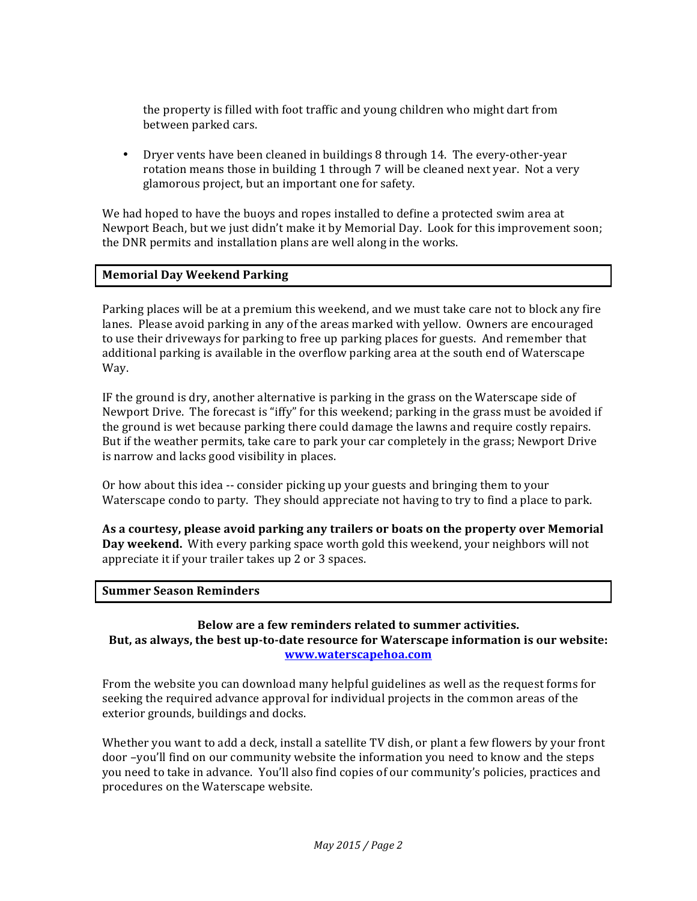the property is filled with foot traffic and young children who might dart from between parked cars.

- Dryer vents have been cleaned in buildings 8 through 14. The every-other-year rotation means those in building 1 through 7 will be cleaned next year. Not a very glamorous project, but an important one for safety.

We had hoped to have the buoys and ropes installed to define a protected swim area at Newport Beach, but we just didn't make it by Memorial Day. Look for this improvement soon; the DNR permits and installation plans are well along in the works.

## Memorial Day Weekend Parking

Parking places will be at a premium this weekend, and we must take care not to block any fire lanes. Please avoid parking in any of the areas marked with yellow. Owners are encouraged to use their driveways for parking to free up parking places for guests. And remember that additional parking is available in the overflow parking area at the south end of Waterscape Way.

IF the ground is dry, another alternative is parking in the grass on the Waterscape side of Newport Drive. The forecast is "iffy" for this weekend; parking in the grass must be avoided if the ground is wet because parking there could damage the lawns and require costly repairs. But if the weather permits, take care to park your car completely in the grass; Newport Drive is narrow and lacks good visibility in places.

Or how about this idea -- consider picking up your guests and bringing them to your Waterscape condo to party. They should appreciate not having to try to find a place to park.

**As a courtesy, please avoid parking any trailers or boats on the property over Memorial Day weekend.** With every parking space worth gold this weekend, your neighbors will not appreciate it if your trailer takes up 2 or 3 spaces.

## Summer Season Reminders

**Below are a few reminders related to summer activities.**
**But, as always, the best up-to-date resource for Waterscape information is our website:**
**[www.waterscapehoa.com](http://www.waterscapehoa.com)**

From the website you can download many helpful guidelines as well as the request forms for seeking the required advance approval for individual projects in the common areas of the exterior grounds, buildings and docks.

Whether you want to add a deck, install a satellite TV dish, or plant a few flowers by your front door –you'll find on our community website the information you need to know and the steps you need to take in advance. You'll also find copies of our community's policies, practices and procedures on the Waterscape website.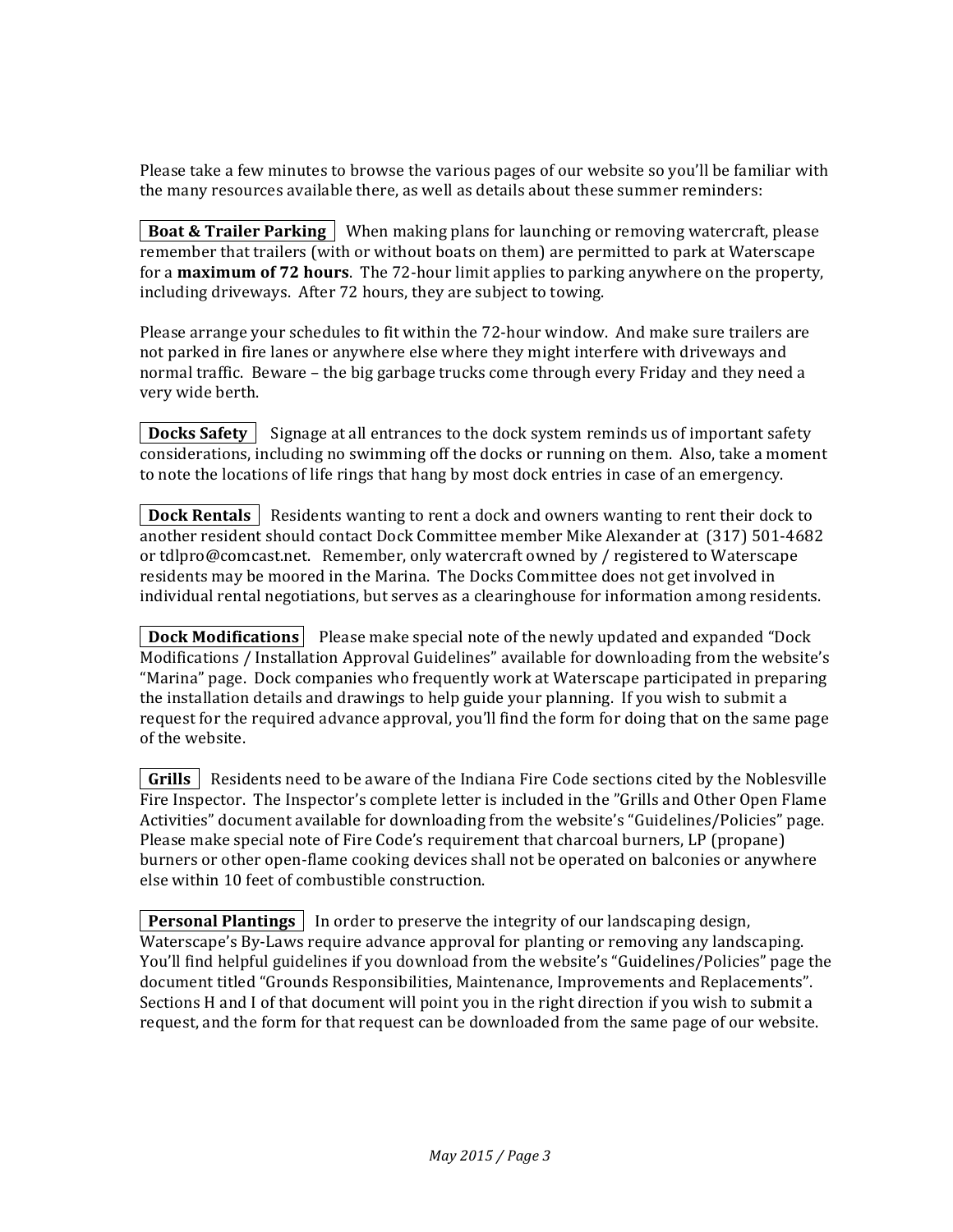Please take a few minutes to browse the various pages of our website so you'll be familiar with the many resources available there, as well as details about these summer reminders:

**Boat & Trailer Parking** When making plans for launching or removing watercraft, please remember that trailers (with or without boats on them) are permitted to park at Waterscape for a **maximum of 72 hours**. The 72-hour limit applies to parking anywhere on the property, including driveways. After 72 hours, they are subject to towing.

Please arrange your schedules to fit within the 72-hour window. And make sure trailers are not parked in fire lanes or anywhere else where they might interfere with driveways and normal traffic. Beware – the big garbage trucks come through every Friday and they need a very wide berth.

**Docks Safety** Signage at all entrances to the dock system reminds us of important safety considerations, including no swimming off the docks or running on them. Also, take a moment to note the locations of life rings that hang by most dock entries in case of an emergency.

**Dock Rentals** Residents wanting to rent a dock and owners wanting to rent their dock to another resident should contact Dock Committee member Mike Alexander at (317) 501-4682 or tdlpro@comcast.net. Remember, only watercraft owned by / registered to Waterscape residents may be moored in the Marina. The Docks Committee does not get involved in individual rental negotiations, but serves as a clearinghouse for information among residents.

**Dock Modifications** Please make special note of the newly updated and expanded "Dock Modifications / Installation Approval Guidelines" available for downloading from the website's "Marina" page. Dock companies who frequently work at Waterscape participated in preparing the installation details and drawings to help guide your planning. If you wish to submit a request for the required advance approval, you'll find the form for doing that on the same page of the website.

**Grills** Residents need to be aware of the Indiana Fire Code sections cited by the Noblesville Fire Inspector. The Inspector's complete letter is included in the "Grills and Other Open Flame Activities" document available for downloading from the website's "Guidelines/Policies" page. Please make special note of Fire Code's requirement that charcoal burners, LP (propane) burners or other open-flame cooking devices shall not be operated on balconies or anywhere else within 10 feet of combustible construction.

**Personal Plantings** In order to preserve the integrity of our landscaping design, Waterscape's By-Laws require advance approval for planting or removing any landscaping. You'll find helpful guidelines if you download from the website's "Guidelines/Policies" page the document titled "Grounds Responsibilities, Maintenance, Improvements and Replacements". Sections H and I of that document will point you in the right direction if you wish to submit a request, and the form for that request can be downloaded from the same page of our website.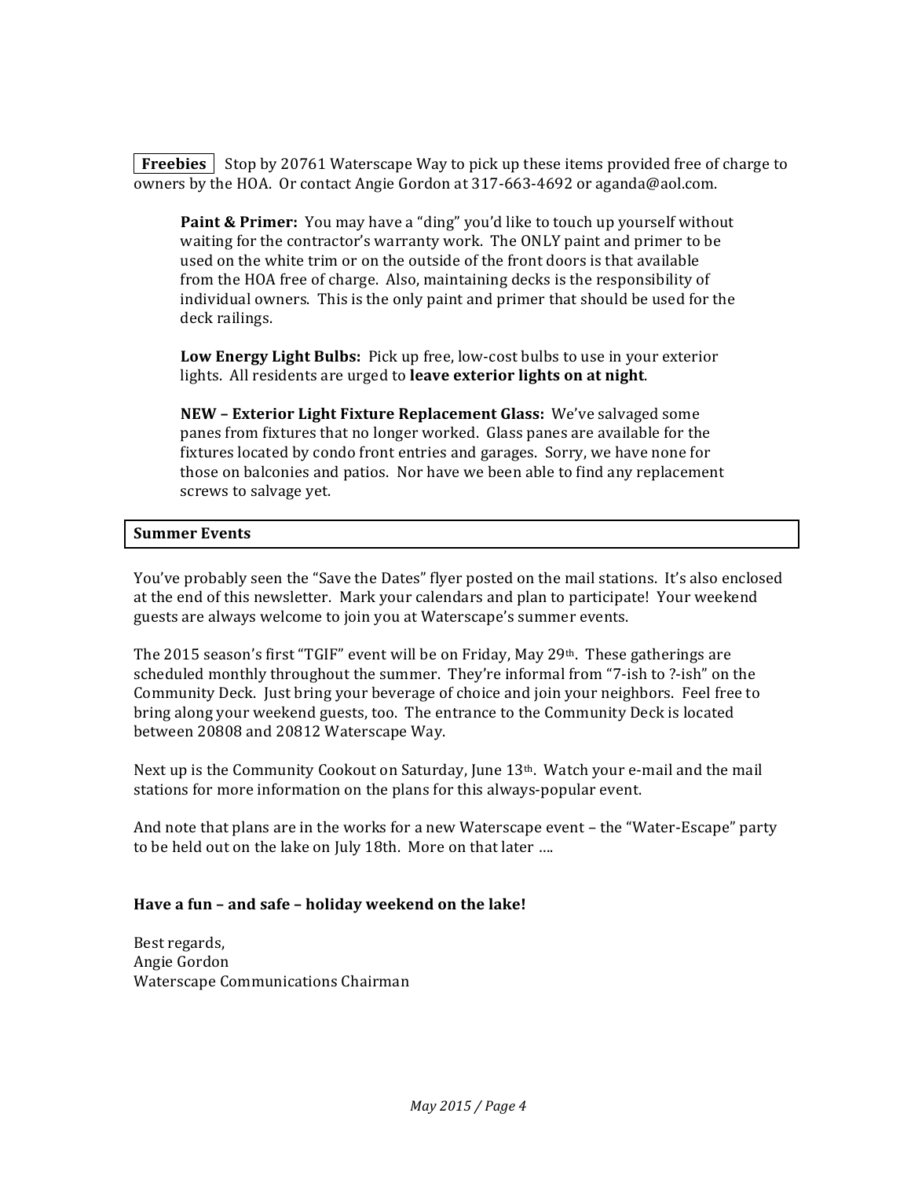**Freebies** Stop by 20761 Waterscape Way to pick up these items provided free of charge to owners by the HOA. Or contact Angie Gordon at 317-663-4692 or aganda@aol.com.

**Paint & Primer:** You may have a "ding" you'd like to touch up yourself without waiting for the contractor's warranty work. The ONLY paint and primer to be used on the white trim or on the outside of the front doors is that available from the HOA free of charge. Also, maintaining decks is the responsibility of individual owners. This is the only paint and primer that should be used for the deck railings.

**Low Energy Light Bulbs:** Pick up free, low-cost bulbs to use in your exterior lights. All residents are urged to **leave exterior lights on at night**.

**NEW – Exterior Light Fixture Replacement Glass:** We've salvaged some panes from fixtures that no longer worked. Glass panes are available for the fixtures located by condo front entries and garages. Sorry, we have none for those on balconies and patios. Nor have we been able to find any replacement screws to salvage yet.

## Summer Events

You've probably seen the "Save the Dates" flyer posted on the mail stations. It's also enclosed at the end of this newsletter. Mark your calendars and plan to participate! Your weekend guests are always welcome to join you at Waterscape's summer events.

The 2015 season's first "TGIF" event will be on Friday, May 29th. These gatherings are scheduled monthly throughout the summer. They're informal from "7-ish to ?-ish" on the Community Deck. Just bring your beverage of choice and join your neighbors. Feel free to bring along your weekend guests, too. The entrance to the Community Deck is located between 20808 and 20812 Waterscape Way.

Next up is the Community Cookout on Saturday, June 13th. Watch your e-mail and the mail stations for more information on the plans for this always-popular event.

And note that plans are in the works for a new Waterscape event – the "Water-Escape" party to be held out on the lake on July 18th. More on that later ….

**Have a fun – and safe – holiday weekend on the lake!**

Best regards,
Angie Gordon
Waterscape Communications Chairman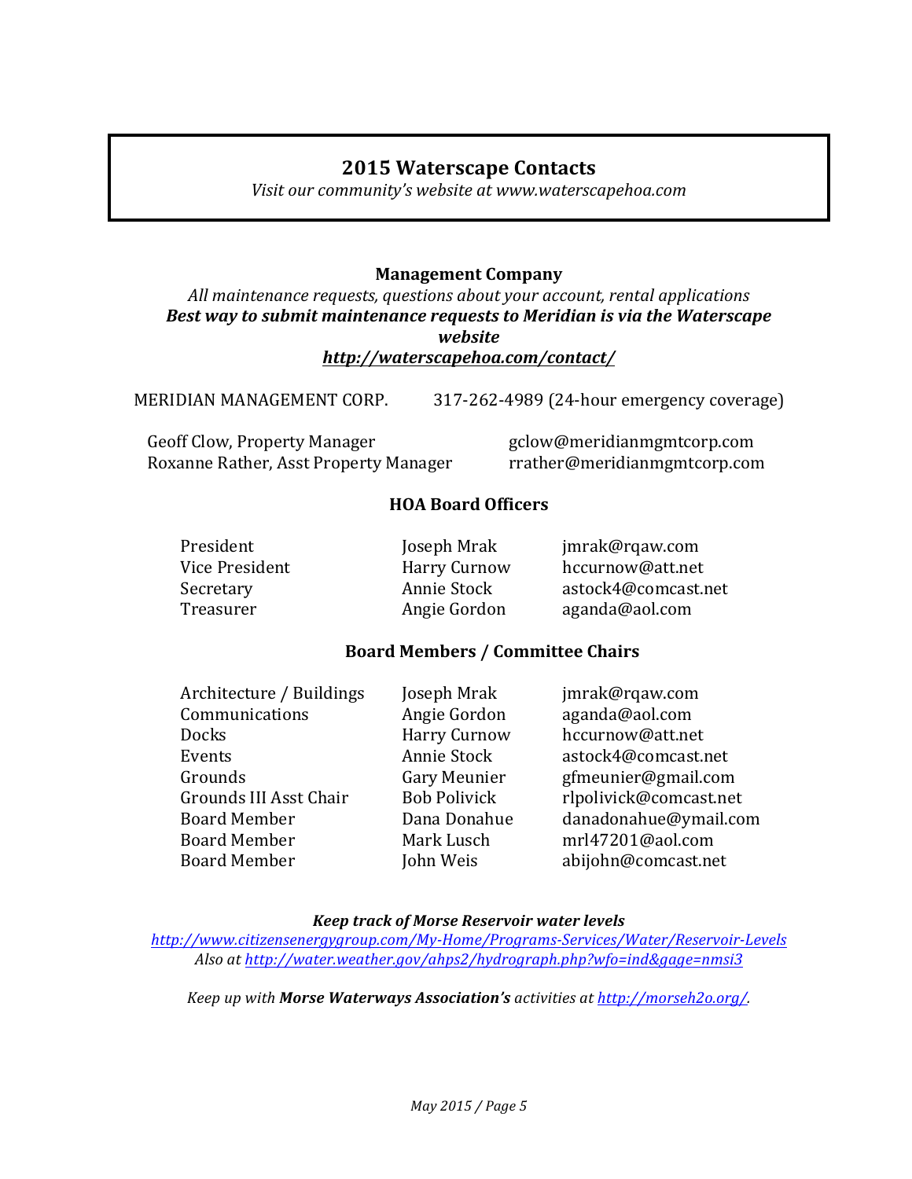## 2015 Waterscape Contacts

*Visit our community's website at www.waterscapehoa.com*

### Management Company

*All maintenance requests, questions about your account, rental applications*

***Best way to submit maintenance requests to Meridian is via the Waterscape website***

***http://waterscapehoa.com/contact/***

MERIDIAN MANAGEMENT CORP. 317-262-4989 (24-hour emergency coverage)

| | |
|---|---|
| Geoff Clow, Property Manager | gclow@meridianmgmtcorp.com |
| Roxanne Rather, Asst Property Manager | rrather@meridianmgmtcorp.com |

### HOA Board Officers

| | | |
|---|---|---|
| President | Joseph Mrak | jmrak@rqaw.com |
| Vice President | Harry Curnow | hccurnow@att.net |
| Secretary | Annie Stock | astock4@comcast.net |
| Treasurer | Angie Gordon | aganda@aol.com |

### Board Members / Committee Chairs

| | | |
|---|---|---|
| Architecture / Buildings | Joseph Mrak | jmrak@rqaw.com |
| Communications | Angie Gordon | aganda@aol.com |
| Docks | Harry Curnow | hccurnow@att.net |
| Events | Annie Stock | astock4@comcast.net |
| Grounds | Gary Meunier | gfmeunier@gmail.com |
| Grounds III Asst Chair | Bob Polivick | rlpolivick@comcast.net |
| Board Member | Dana Donahue | danadonahue@ymail.com |
| Board Member | Mark Lusch | mrl47201@aol.com |
| Board Member | John Weis | abijohn@comcast.net |

***Keep track of Morse Reservoir water levels***

*http://www.citizensenergygroup.com/My-Home/Programs-Services/Water/Reservoir-Levels*

*Also at http://water.weather.gov/ahps2/hydrograph.php?wfo=ind&gage=nmsi3*

*Keep up with **Morse Waterways Association's** activities at http://morseh2o.org/.*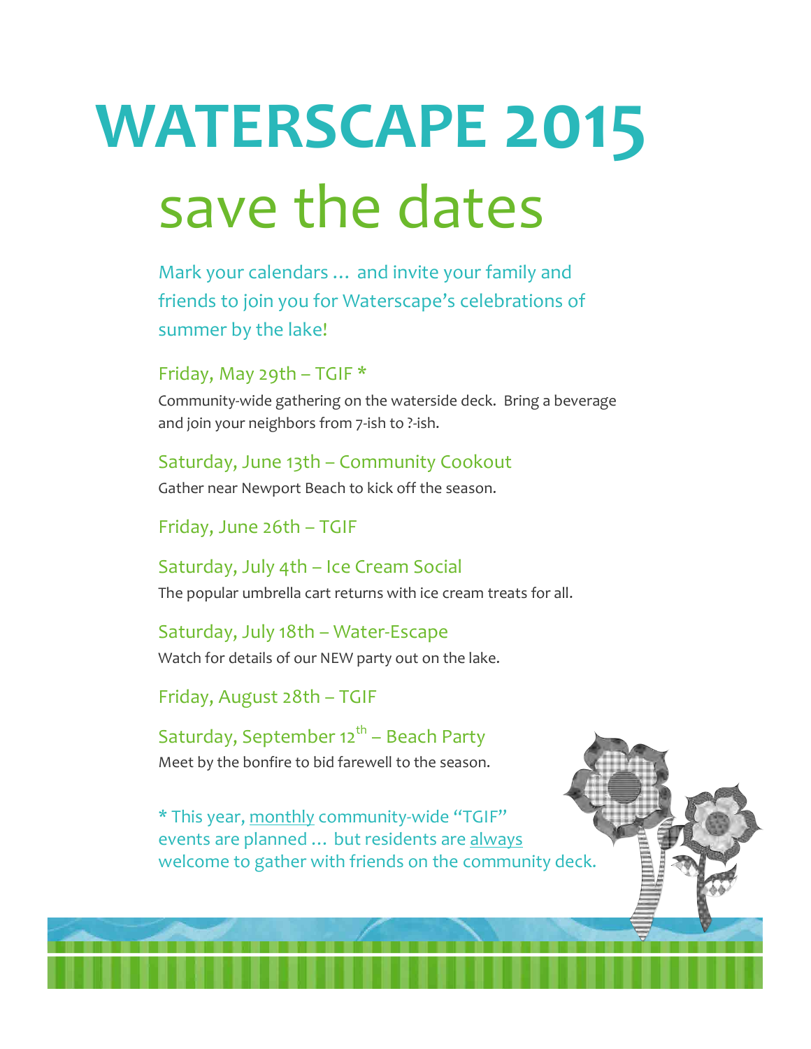# WATERSCAPE 2015

## save the dates

Mark your calendars … and invite your family and friends to join you for Waterscape's celebrations of summer by the lake!

### Friday, May 29th – TGIF *

Community-wide gathering on the waterside deck. Bring a beverage and join your neighbors from 7-ish to ?-ish.

### Saturday, June 13th – Community Cookout

Gather near Newport Beach to kick off the season.

### Friday, June 26th – TGIF

### Saturday, July 4th – Ice Cream Social

The popular umbrella cart returns with ice cream treats for all.

### Saturday, July 18th – Water-Escape

Watch for details of our NEW party out on the lake.

### Friday, August 28th – TGIF

### Saturday, September 12th – Beach Party

Meet by the bonfire to bid farewell to the season.

* This year, monthly community-wide "TGIF" events are planned … but residents are always welcome to gather with friends on the community deck.